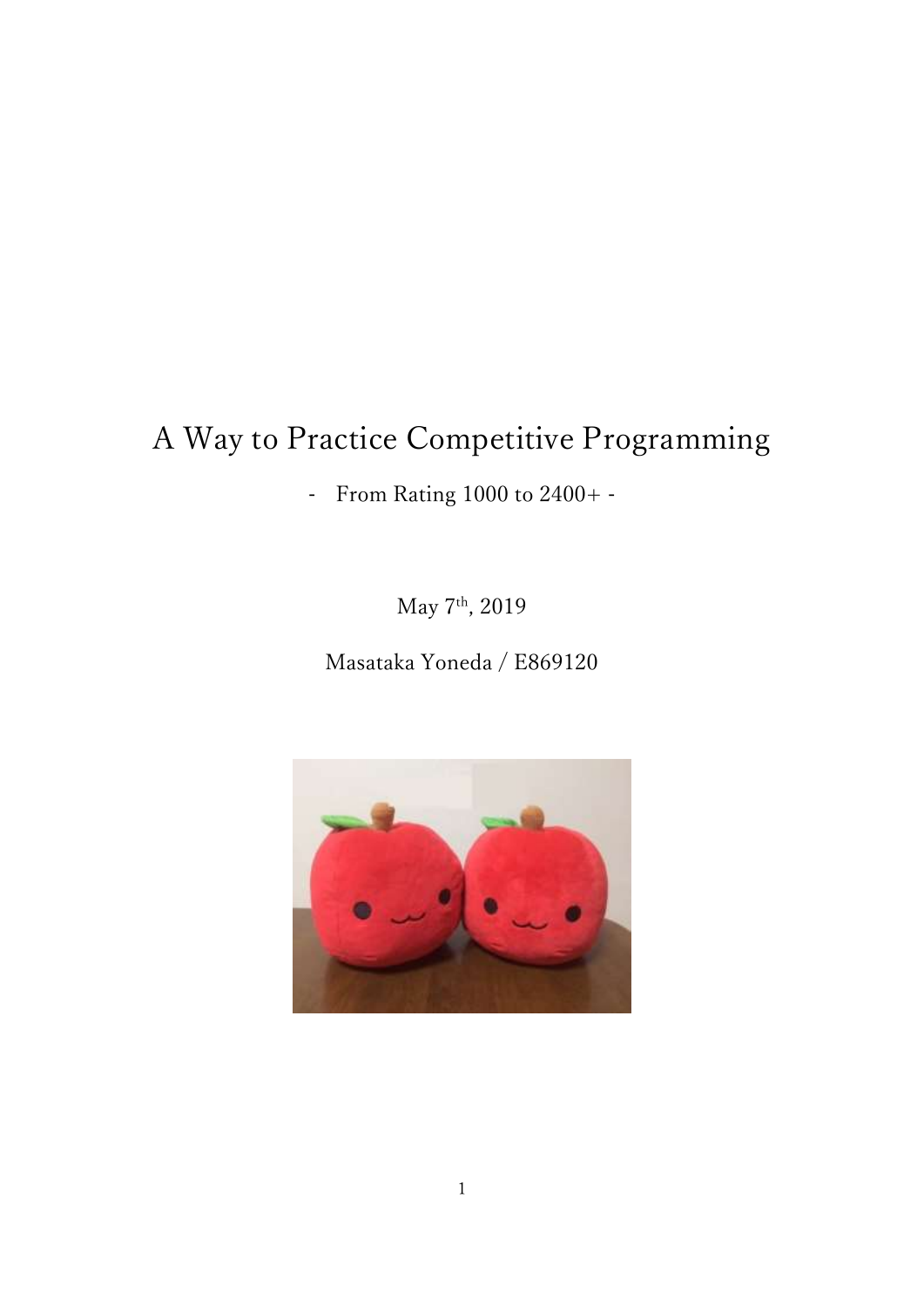# A Way to Practice Competitive Programming

- From Rating 1000 to 2400+ -

May 7th, 2019

Masataka Yoneda / E869120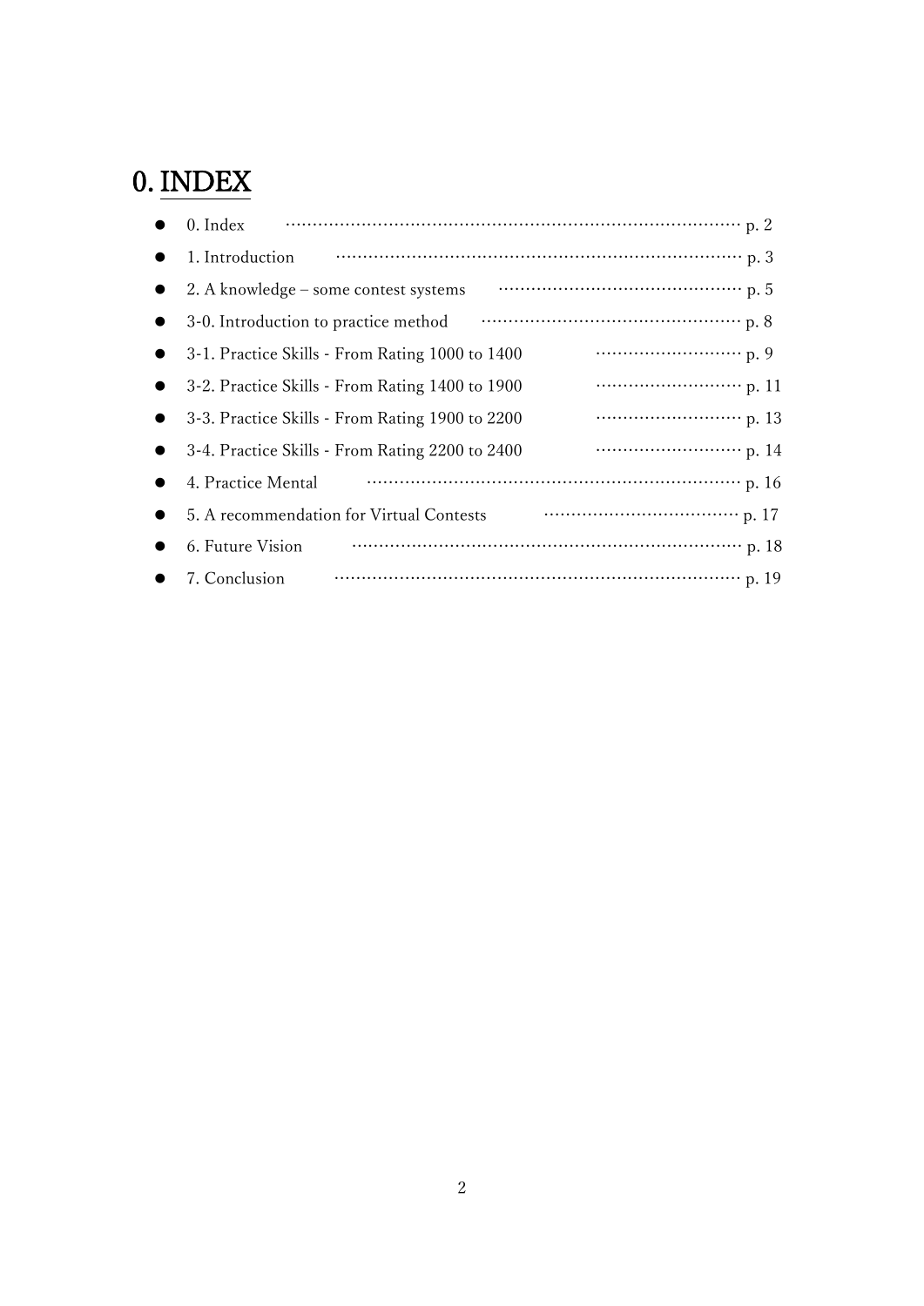# 0. INDEX

- 0. Index ..................................................................................... p. 2
- 1. Introduction ........................................................................... p. 3
- 2. A knowledge – some contest systems ............................................. p. 5
- 3-0. Introduction to practice method ................................................ p. 8
- 3-1. Practice Skills - From Rating 1000 to 1400 ............................ p. 9
- 3-2. Practice Skills - From Rating 1400 to 1900 ............................ p. 11
- 3-3. Practice Skills - From Rating 1900 to 2200 ............................ p. 13
- 3-4. Practice Skills - From Rating 2200 to 2400 ............................ p. 14
- 4. Practice Mental ..................................................................... p. 16
- 5. A recommendation for Virtual Contests .................................... p. 17
- 6. Future Vision ........................................................................ p. 18
- 7. Conclusion ........................................................................... p. 19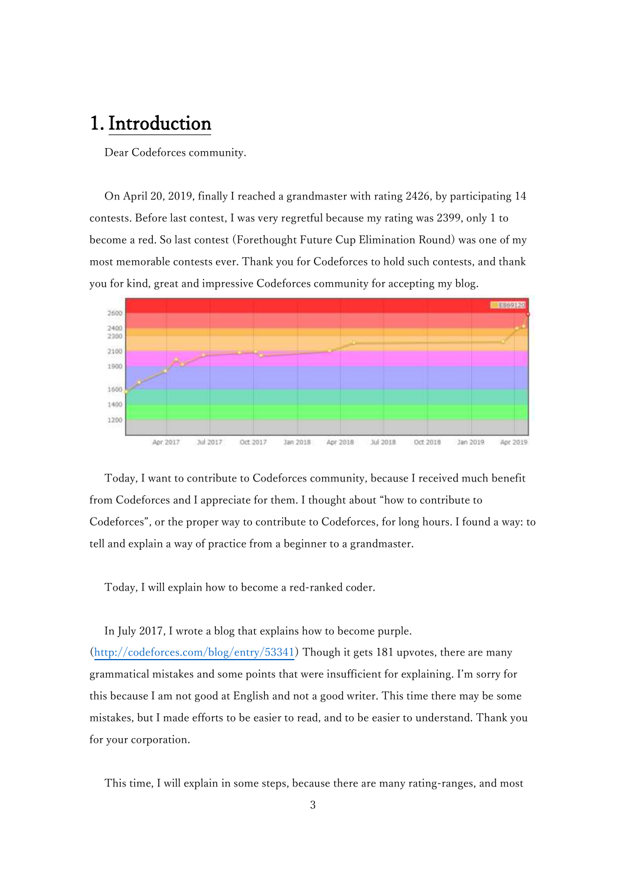# 1. Introduction

Dear Codeforces community.

On April 20, 2019, finally I reached a grandmaster with rating 2426, by participating 14 contests. Before last contest, I was very regretful because my rating was 2399, only 1 to become a red. So last contest (Forethought Future Cup Elimination Round) was one of my most memorable contests ever. Thank you for Codeforces to hold such contests, and thank you for kind, great and impressive Codeforces community for accepting my blog.

E869120

2600
2400
2300
2100
1900
1600
1400
1200

Apr 2017 Jul 2017 Oct 2017 Jan 2018 Apr 2018 Jul 2018 Oct 2018 Jan 2019 Apr 2019

Today, I want to contribute to Codeforces community, because I received much benefit from Codeforces and I appreciate for them. I thought about "how to contribute to Codeforces", or the proper way to contribute to Codeforces, for long hours. I found a way: to tell and explain a way of practice from a beginner to a grandmaster.

Today, I will explain how to become a red-ranked coder.

In July 2017, I wrote a blog that explains how to become purple. (http://codeforces.com/blog/entry/53341) Though it gets 181 upvotes, there are many grammatical mistakes and some points that were insufficient for explaining. I'm sorry for this because I am not good at English and not a good writer. This time there may be some mistakes, but I made efforts to be easier to read, and to be easier to understand. Thank you for your corporation.

This time, I will explain in some steps, because there are many rating-ranges, and most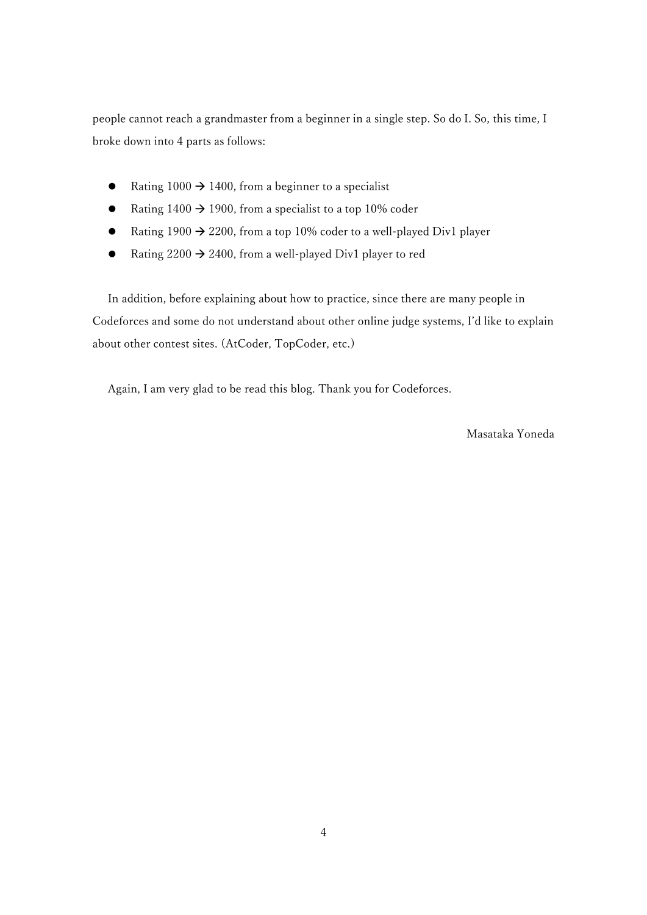people cannot reach a grandmaster from a beginner in a single step. So do I. So, this time, I broke down into 4 parts as follows:

- Rating 1000 → 1400, from a beginner to a specialist
- Rating 1400 → 1900, from a specialist to a top 10% coder
- Rating 1900 → 2200, from a top 10% coder to a well-played Div1 player
- Rating 2200 → 2400, from a well-played Div1 player to red

In addition, before explaining about how to practice, since there are many people in Codeforces and some do not understand about other online judge systems, I'd like to explain about other contest sites. (AtCoder, TopCoder, etc.)

Again, I am very glad to be read this blog. Thank you for Codeforces.

Masataka Yoneda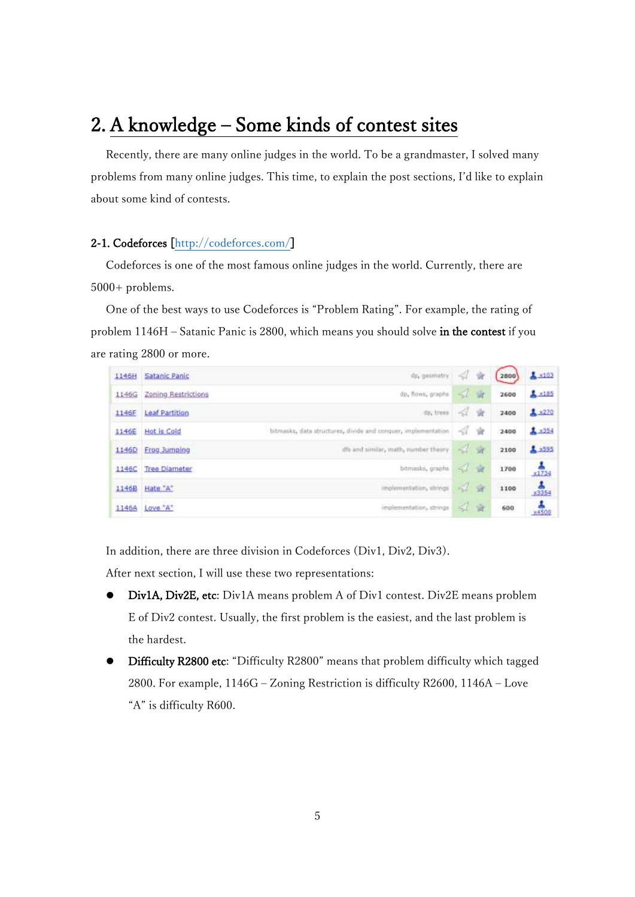# 2. A knowledge – Some kinds of contest sites

Recently, there are many online judges in the world. To be a grandmaster, I solved many problems from many online judges. This time, to explain the post sections, I'd like to explain about some kind of contests.

### 2-1. Codeforces [http://codeforces.com/]

Codeforces is one of the most famous online judges in the world. Currently, there are 5000+ problems.

One of the best ways to use Codeforces is "Problem Rating". For example, the rating of problem 1146H – Satanic Panic is 2800, which means you should solve **in the contest** if you are rating 2800 or more.

| | | | | |
|---|---|---|---|---|
| 1146H | Satanic Panic | dp, geometry | 2800 | x103 |
| 1146G | Zoning Restrictions | dp, flows, graphs | 2600 | x185 |
| 1146F | Leaf Partition | dp, trees | 2400 | x270 |
| 1146E | Hot is Cold | bitmasks, data structures, divide and conquer, implementation | 2400 | x354 |
| 1146D | Frog Jumping | dfs and similar, math, number theory | 2100 | x595 |
| 1146C | Tree Diameter | bitmasks, graphs | 1700 | x1734 |
| 1146B | Hate "A" | implementation, strings | 1100 | x3354 |
| 1146A | Love "A" | implementation, strings | 600 | x4500 |

In addition, there are three division in Codeforces (Div1, Div2, Div3).

After next section, I will use these two representations:

- **Div1A, Div2E, etc**: Div1A means problem A of Div1 contest. Div2E means problem E of Div2 contest. Usually, the first problem is the easiest, and the last problem is the hardest.
- **Difficulty R2800 etc**: "Difficulty R2800" means that problem difficulty which tagged 2800. For example, 1146G – Zoning Restriction is difficulty R2600, 1146A – Love "A" is difficulty R600.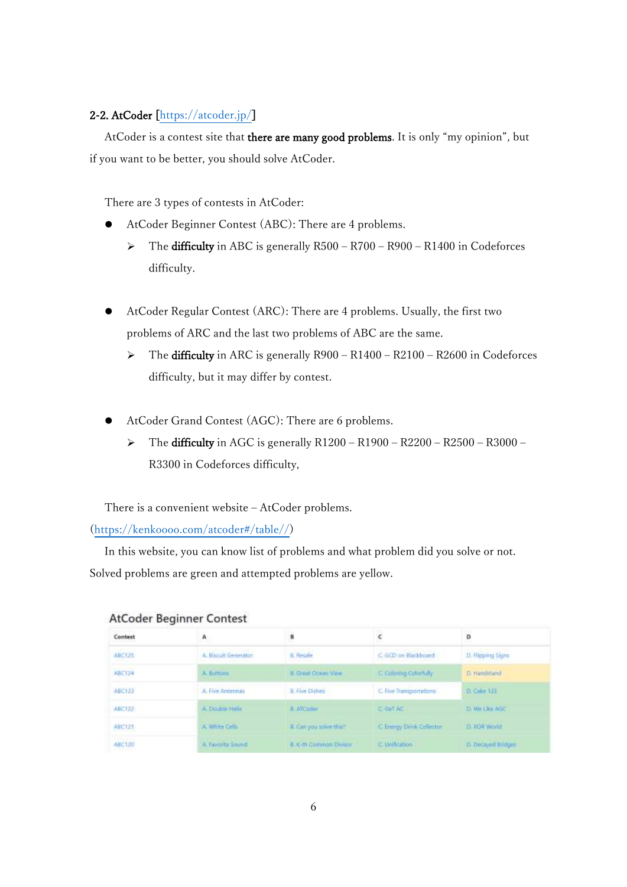## 2-2. AtCoder [https://atcoder.jp/]

AtCoder is a contest site that **there are many good problems**. It is only "my opinion", but if you want to be better, you should solve AtCoder.

There are 3 types of contests in AtCoder:

- AtCoder Beginner Contest (ABC): There are 4 problems.
  - The **difficulty** in ABC is generally R500 – R700 – R900 – R1400 in Codeforces difficulty.

- AtCoder Regular Contest (ARC): There are 4 problems. Usually, the first two problems of ARC and the last two problems of ABC are the same.
  - The **difficulty** in ARC is generally R900 – R1400 – R2100 – R2600 in Codeforces difficulty, but it may differ by contest.

- AtCoder Grand Contest (AGC): There are 6 problems.
  - The **difficulty** in AGC is generally R1200 – R1900 – R2200 – R2500 – R3000 – R3300 in Codeforces difficulty,

There is a convenient website – AtCoder problems.
(https://kenkoooo.com/atcoder#/table//)

In this website, you can know list of problems and what problem did you solve or not. Solved problems are green and attempted problems are yellow.

AtCoder Beginner Contest

| Contest | A | B | C | D |
|---|---|---|---|---|
| ABC125 | A. Biscuit Generator | B. Resale | C. GCD on Blackboard | D. Flipping Signs |
| ABC124 | A. Buttons | B. Great Ocean View | C. Coloring Colorfully | D. Handstand |
| ABC123 | A. Five Antennas | B. Five Dishes | C. Five Transportations | D. Cake 123 |
| ABC122 | A. Double Helix | B. ATCoder | C. GeT AC | D. We Like AGC |
| ABC121 | A. White Cells | B. Can you solve this? | C. Energy Drink Collector | D. XOR World |
| ABC120 | A. Favorite Sound | B. K-th Common Divisor | C. Unification | D. Decayed Bridges |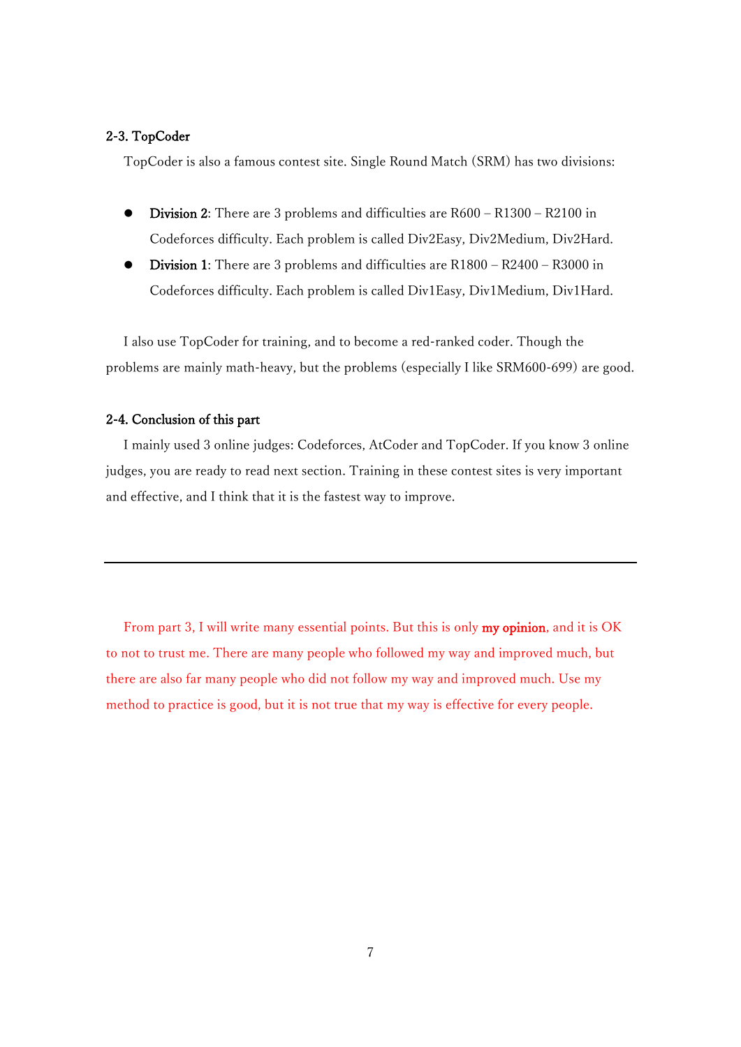### 2-3. TopCoder

TopCoder is also a famous contest site. Single Round Match (SRM) has two divisions:

- **Division 2**: There are 3 problems and difficulties are R600 – R1300 – R2100 in Codeforces difficulty. Each problem is called Div2Easy, Div2Medium, Div2Hard.
- **Division 1**: There are 3 problems and difficulties are R1800 – R2400 – R3000 in Codeforces difficulty. Each problem is called Div1Easy, Div1Medium, Div1Hard.

I also use TopCoder for training, and to become a red-ranked coder. Though the problems are mainly math-heavy, but the problems (especially I like SRM600-699) are good.

### 2-4. Conclusion of this part

I mainly used 3 online judges: Codeforces, AtCoder and TopCoder. If you know 3 online judges, you are ready to read next section. Training in these contest sites is very important and effective, and I think that it is the fastest way to improve.

---

From part 3, I will write many essential points. But this is only **my opinion**, and it is OK to not to trust me. There are many people who followed my way and improved much, but there are also far many people who did not follow my way and improved much. Use my method to practice is good, but it is not true that my way is effective for every people.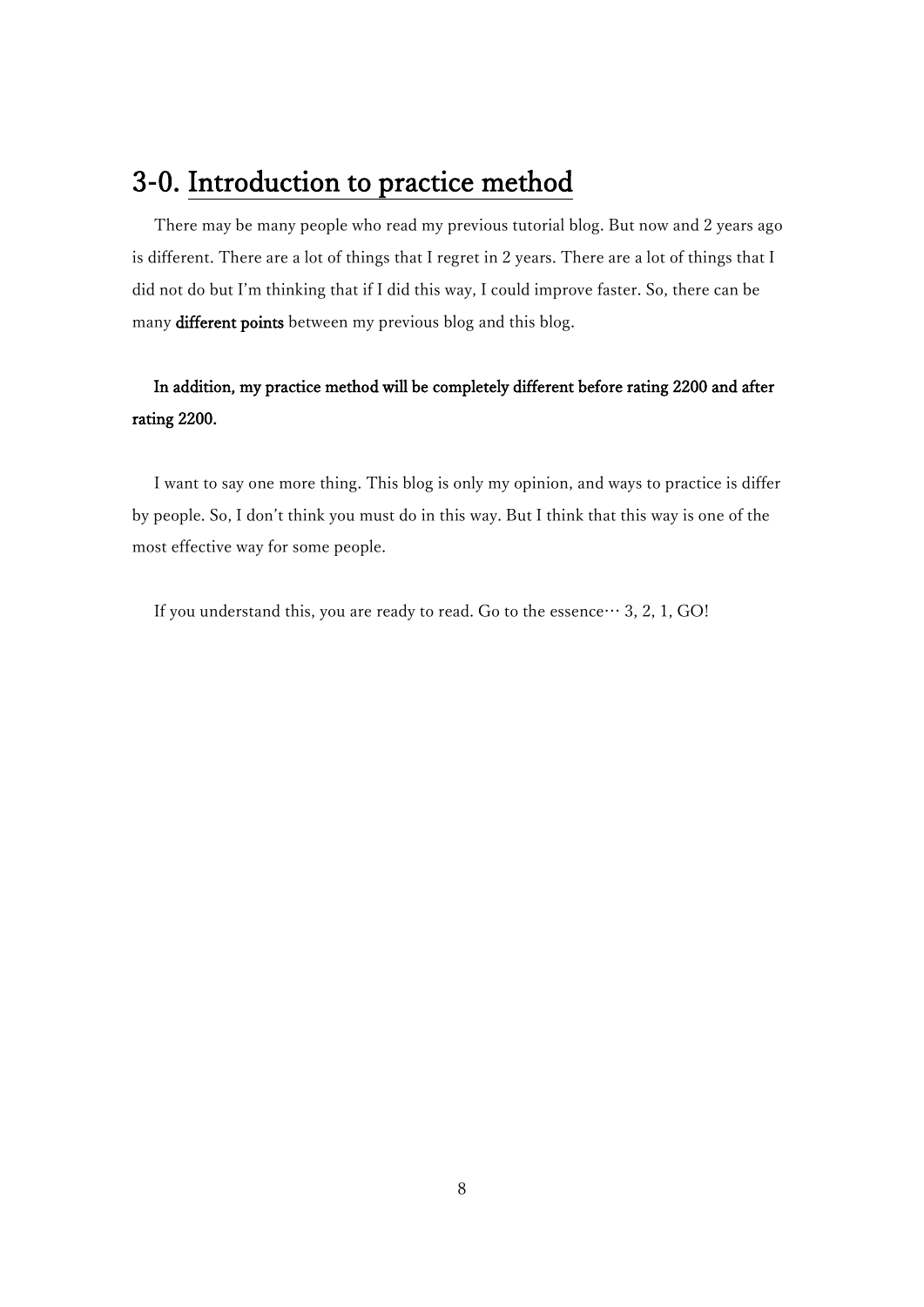# 3-0. Introduction to practice method

There may be many people who read my previous tutorial blog. But now and 2 years ago is different. There are a lot of things that I regret in 2 years. There are a lot of things that I did not do but I'm thinking that if I did this way, I could improve faster. So, there can be many **different points** between my previous blog and this blog.

**In addition, my practice method will be completely different before rating 2200 and after rating 2200.**

I want to say one more thing. This blog is only my opinion, and ways to practice is differ by people. So, I don't think you must do in this way. But I think that this way is one of the most effective way for some people.

If you understand this, you are ready to read. Go to the essence… 3, 2, 1, GO!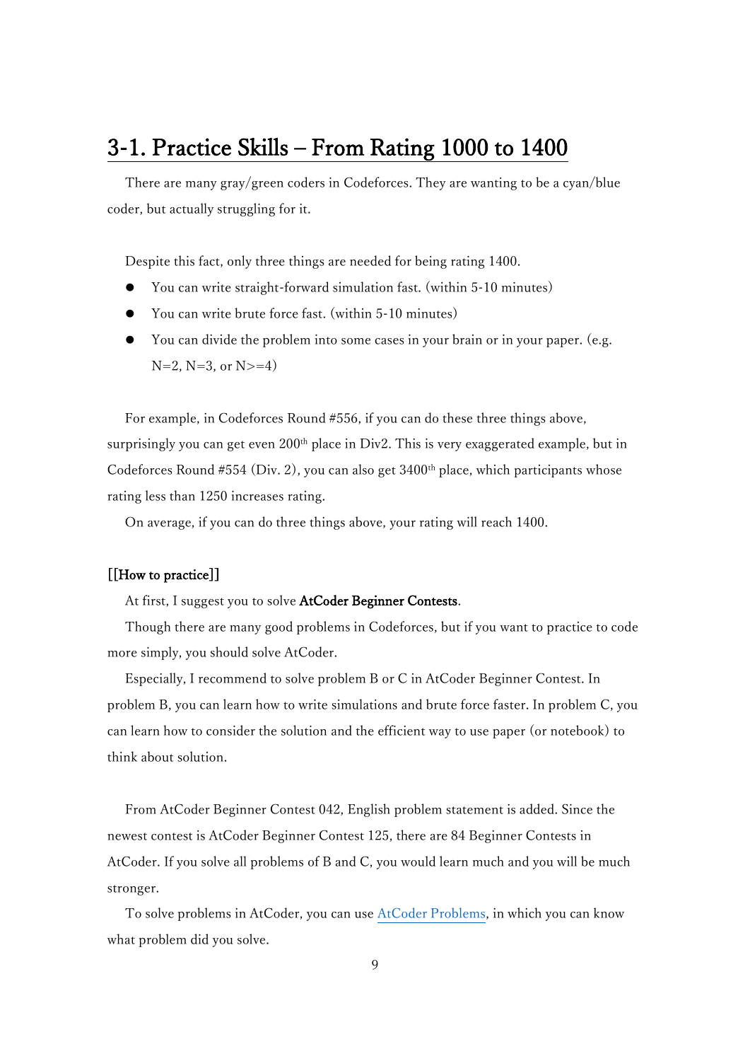## 3-1. Practice Skills – From Rating 1000 to 1400

There are many gray/green coders in Codeforces. They are wanting to be a cyan/blue coder, but actually struggling for it.

Despite this fact, only three things are needed for being rating 1400.

- You can write straight-forward simulation fast. (within 5-10 minutes)
- You can write brute force fast. (within 5-10 minutes)
- You can divide the problem into some cases in your brain or in your paper. (e.g. N=2, N=3, or N>=4)

For example, in Codeforces Round #556, if you can do these three things above, surprisingly you can get even 200th place in Div2. This is very exaggerated example, but in Codeforces Round #554 (Div. 2), you can also get 3400th place, which participants whose rating less than 1250 increases rating.

On average, if you can do three things above, your rating will reach 1400.

**[[How to practice]]**

At first, I suggest you to solve **AtCoder Beginner Contests**.

Though there are many good problems in Codeforces, but if you want to practice to code more simply, you should solve AtCoder.

Especially, I recommend to solve problem B or C in AtCoder Beginner Contest. In problem B, you can learn how to write simulations and brute force faster. In problem C, you can learn how to consider the solution and the efficient way to use paper (or notebook) to think about solution.

From AtCoder Beginner Contest 042, English problem statement is added. Since the newest contest is AtCoder Beginner Contest 125, there are 84 Beginner Contests in AtCoder. If you solve all problems of B and C, you would learn much and you will be much stronger.

To solve problems in AtCoder, you can use AtCoder Problems, in which you can know what problem did you solve.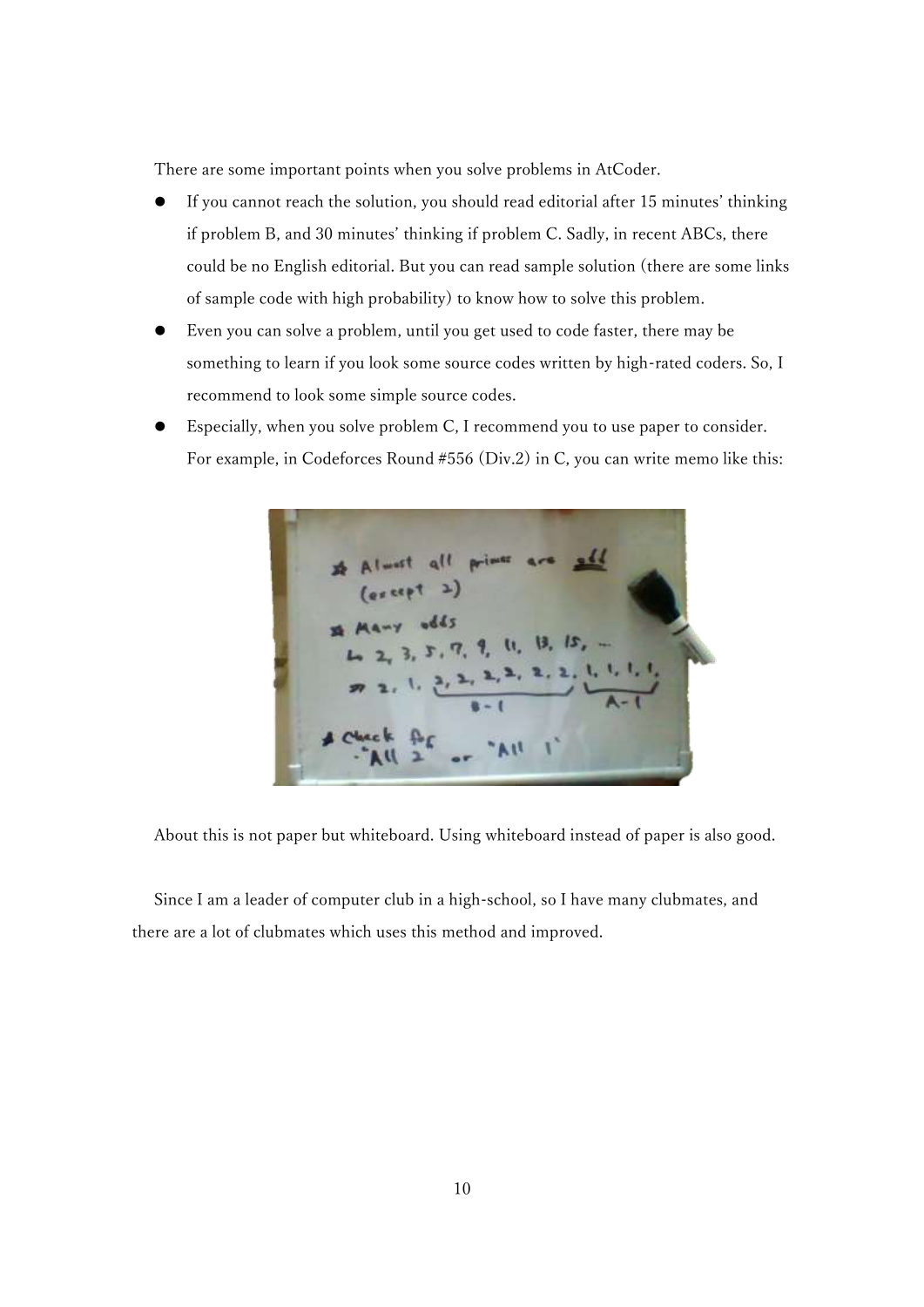There are some important points when you solve problems in AtCoder.

- If you cannot reach the solution, you should read editorial after 15 minutes' thinking if problem B, and 30 minutes' thinking if problem C. Sadly, in recent ABCs, there could be no English editorial. But you can read sample solution (there are some links of sample code with high probability) to know how to solve this problem.
- Even you can solve a problem, until you get used to code faster, there may be something to learn if you look some source codes written by high-rated coders. So, I recommend to look some simple source codes.
- Especially, when you solve problem C, I recommend you to use paper to consider. For example, in Codeforces Round #556 (Div.2) in C, you can write memo like this:

About this is not paper but whiteboard. Using whiteboard instead of paper is also good.

Since I am a leader of computer club in a high-school, so I have many clubmates, and there are a lot of clubmates which uses this method and improved.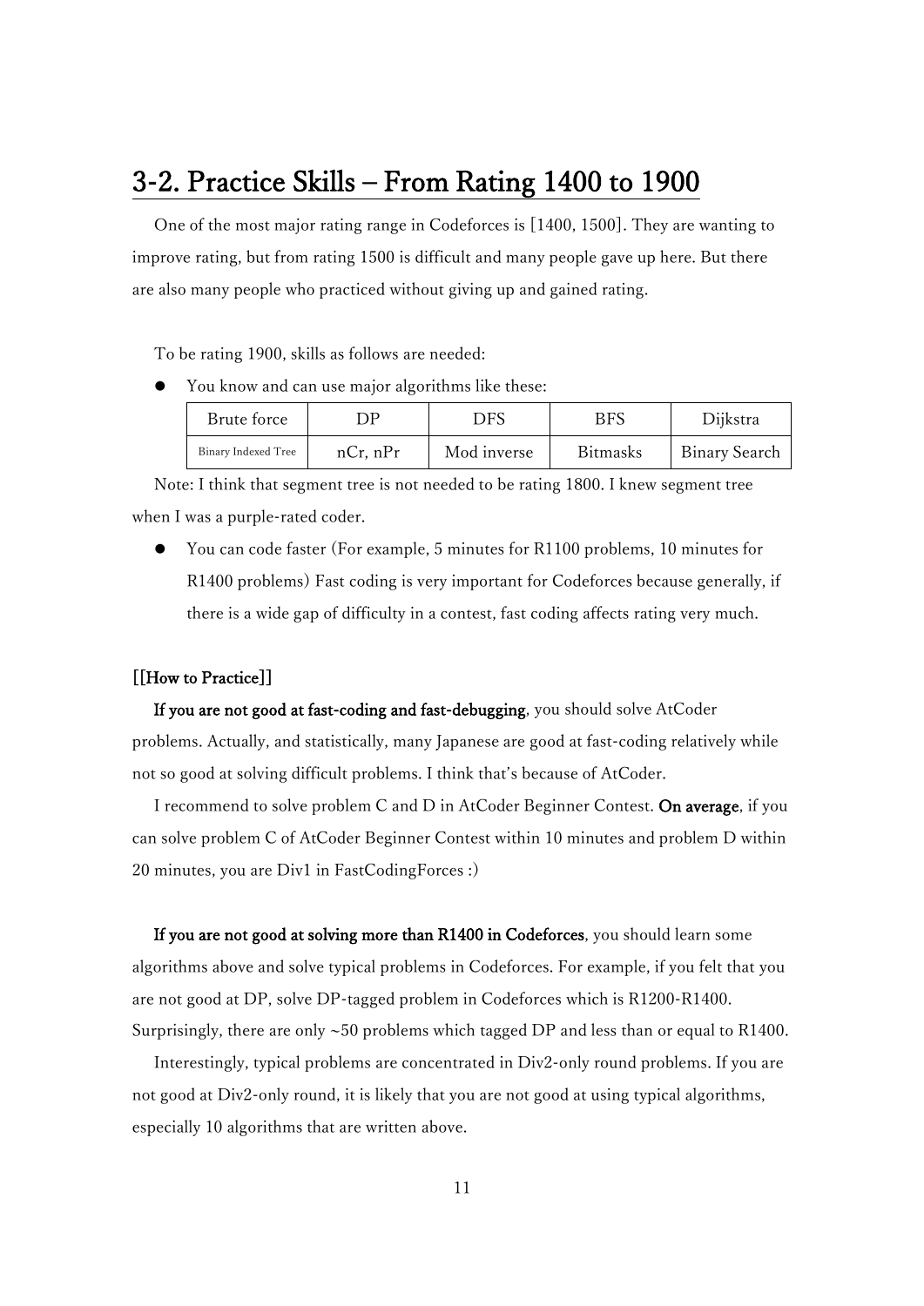## 3-2. Practice Skills – From Rating 1400 to 1900

One of the most major rating range in Codeforces is [1400, 1500]. They are wanting to improve rating, but from rating 1500 is difficult and many people gave up here. But there are also many people who practiced without giving up and gained rating.

To be rating 1900, skills as follows are needed:

- You know and can use major algorithms like these:

| | | | | |
|---|---|---|---|---|
| Brute force | DP | DFS | BFS | Dijkstra |
| Binary Indexed Tree | nCr, nPr | Mod inverse | Bitmasks | Binary Search |

Note: I think that segment tree is not needed to be rating 1800. I knew segment tree when I was a purple-rated coder.

- You can code faster (For example, 5 minutes for R1100 problems, 10 minutes for R1400 problems) Fast coding is very important for Codeforces because generally, if there is a wide gap of difficulty in a contest, fast coding affects rating very much.

#### [[How to Practice]]

**If you are not good at fast-coding and fast-debugging**, you should solve AtCoder problems. Actually, and statistically, many Japanese are good at fast-coding relatively while not so good at solving difficult problems. I think that's because of AtCoder.

I recommend to solve problem C and D in AtCoder Beginner Contest. **On average**, if you can solve problem C of AtCoder Beginner Contest within 10 minutes and problem D within 20 minutes, you are Div1 in FastCodingForces :)

**If you are not good at solving more than R1400 in Codeforces**, you should learn some algorithms above and solve typical problems in Codeforces. For example, if you felt that you are not good at DP, solve DP-tagged problem in Codeforces which is R1200-R1400. Surprisingly, there are only ~50 problems which tagged DP and less than or equal to R1400.

Interestingly, typical problems are concentrated in Div2-only round problems. If you are not good at Div2-only round, it is likely that you are not good at using typical algorithms, especially 10 algorithms that are written above.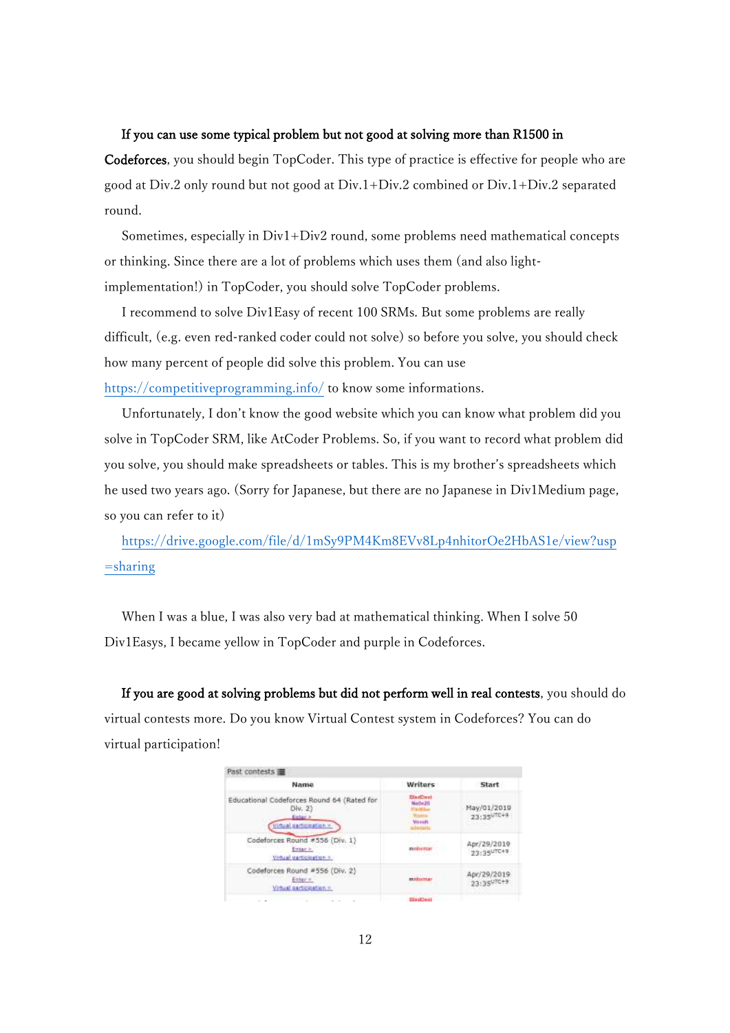**If you can use some typical problem but not good at solving more than R1500 in Codeforces**, you should begin TopCoder. This type of practice is effective for people who are good at Div.2 only round but not good at Div.1+Div.2 combined or Div.1+Div.2 separated round.

Sometimes, especially in Div1+Div2 round, some problems need mathematical concepts or thinking. Since there are a lot of problems which uses them (and also light-implementation!) in TopCoder, you should solve TopCoder problems.

I recommend to solve Div1Easy of recent 100 SRMs. But some problems are really difficult, (e.g. even red-ranked coder could not solve) so before you solve, you should check how many percent of people did solve this problem. You can use https://competitiveprogramming.info/ to know some informations.

Unfortunately, I don't know the good website which you can know what problem did you solve in TopCoder SRM, like AtCoder Problems. So, if you want to record what problem did you solve, you should make spreadsheets or tables. This is my brother's spreadsheets which he used two years ago. (Sorry for Japanese, but there are no Japanese in Div1Medium page, so you can refer to it)

https://drive.google.com/file/d/1mSy9PM4Km8EVv8Lp4nhitorOe2HbAS1e/view?usp=sharing

When I was a blue, I was also very bad at mathematical thinking. When I solve 50 Div1Easys, I became yellow in TopCoder and purple in Codeforces.

**If you are good at solving problems but did not perform well in real contests**, you should do virtual contests more. Do you know Virtual Contest system in Codeforces? You can do virtual participation!

Past contests

| Name | Writers | Start |
| --- | --- | --- |
| Educational Codeforces Round 64 (Rated for Div. 2) Enter » Virtual participation » | | May/01/2019 23:35UTC+9 |
| Codeforces Round #556 (Div. 1) Enter » Virtual participation » | | Apr/29/2019 23:35UTC+9 |
| Codeforces Round #556 (Div. 2) Enter » Virtual participation » | | Apr/29/2019 23:35UTC+9 |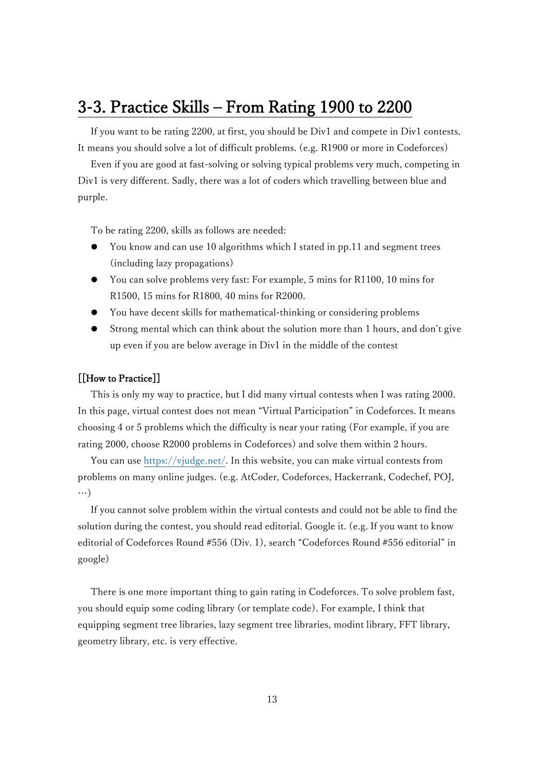## 3-3. Practice Skills – From Rating 1900 to 2200

If you want to be rating 2200, at first, you should be Div1 and compete in Div1 contests. It means you should solve a lot of difficult problems. (e.g. R1900 or more in Codeforces)

Even if you are good at fast-solving or solving typical problems very much, competing in Div1 is very different. Sadly, there was a lot of coders which travelling between blue and purple.

To be rating 2200, skills as follows are needed:

- You know and can use 10 algorithms which I stated in pp.11 and segment trees (including lazy propagations)
- You can solve problems very fast: For example, 5 mins for R1100, 10 mins for R1500, 15 mins for R1800, 40 mins for R2000.
- You have decent skills for mathematical-thinking or considering problems
- Strong mental which can think about the solution more than 1 hours, and don't give up even if you are below average in Div1 in the middle of the contest

**[[How to Practice]]**

This is only my way to practice, but I did many virtual contests when I was rating 2000. In this page, virtual contest does not mean "Virtual Participation" in Codeforces. It means choosing 4 or 5 problems which the difficulty is near your rating (For example, if you are rating 2000, choose R2000 problems in Codeforces) and solve them within 2 hours.

You can use https://vjudge.net/. In this website, you can make virtual contests from problems on many online judges. (e.g. AtCoder, Codeforces, Hackerrank, Codechef, POJ, …)

If you cannot solve problem within the virtual contests and could not be able to find the solution during the contest, you should read editorial. Google it. (e.g. If you want to know editorial of Codeforces Round #556 (Div. 1), search "Codeforces Round #556 editorial" in google)

There is one more important thing to gain rating in Codeforces. To solve problem fast, you should equip some coding library (or template code). For example, I think that equipping segment tree libraries, lazy segment tree libraries, modint library, FFT library, geometry library, etc. is very effective.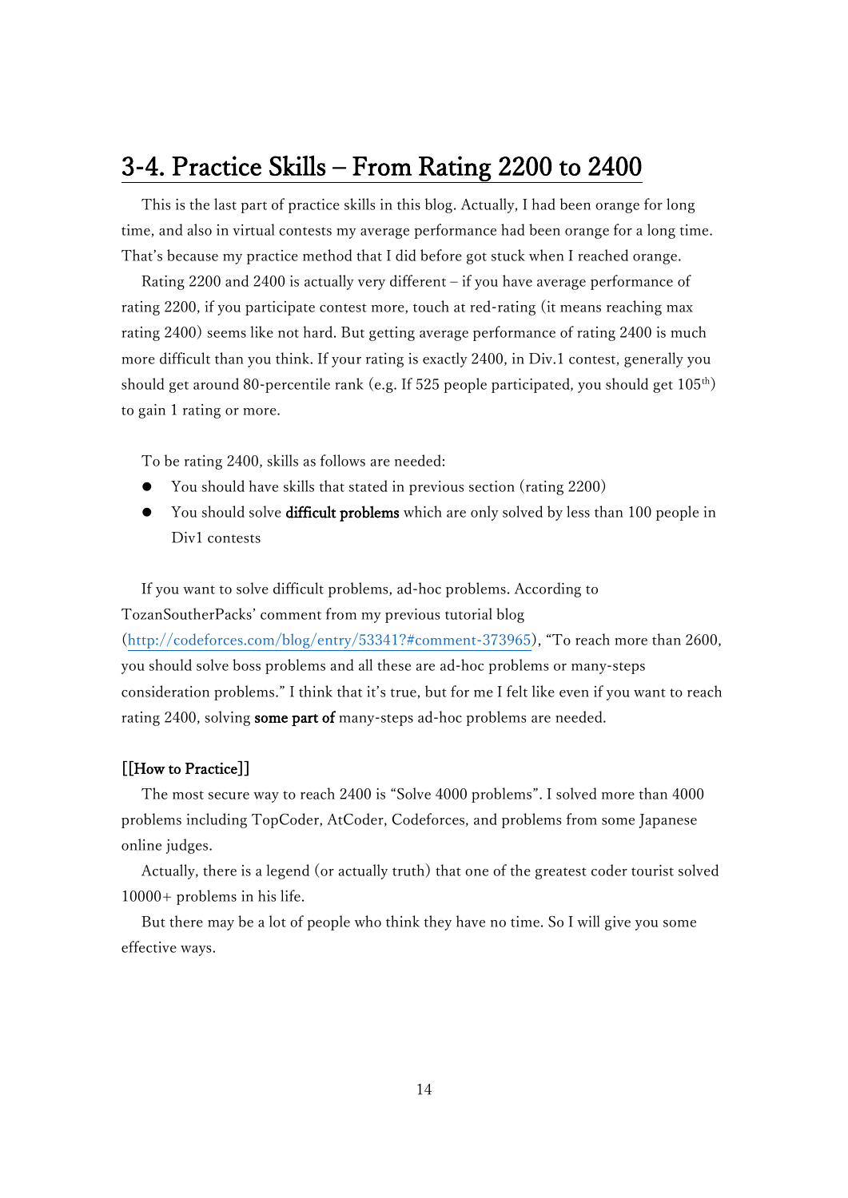# 3-4. Practice Skills – From Rating 2200 to 2400

This is the last part of practice skills in this blog. Actually, I had been orange for long time, and also in virtual contests my average performance had been orange for a long time. That's because my practice method that I did before got stuck when I reached orange.

Rating 2200 and 2400 is actually very different – if you have average performance of rating 2200, if you participate contest more, touch at red-rating (it means reaching max rating 2400) seems like not hard. But getting average performance of rating 2400 is much more difficult than you think. If your rating is exactly 2400, in Div.1 contest, generally you should get around 80-percentile rank (e.g. If 525 people participated, you should get 105th) to gain 1 rating or more.

To be rating 2400, skills as follows are needed:

- You should have skills that stated in previous section (rating 2200)
- You should solve **difficult problems** which are only solved by less than 100 people in Div1 contests

If you want to solve difficult problems, ad-hoc problems. According to TozanSoutherPacks' comment from my previous tutorial blog (http://codeforces.com/blog/entry/53341?#comment-373965), "To reach more than 2600, you should solve boss problems and all these are ad-hoc problems or many-steps consideration problems." I think that it's true, but for me I felt like even if you want to reach rating 2400, solving **some part of** many-steps ad-hoc problems are needed.

**[[How to Practice]]**

The most secure way to reach 2400 is "Solve 4000 problems". I solved more than 4000 problems including TopCoder, AtCoder, Codeforces, and problems from some Japanese online judges.

Actually, there is a legend (or actually truth) that one of the greatest coder tourist solved 10000+ problems in his life.

But there may be a lot of people who think they have no time. So I will give you some effective ways.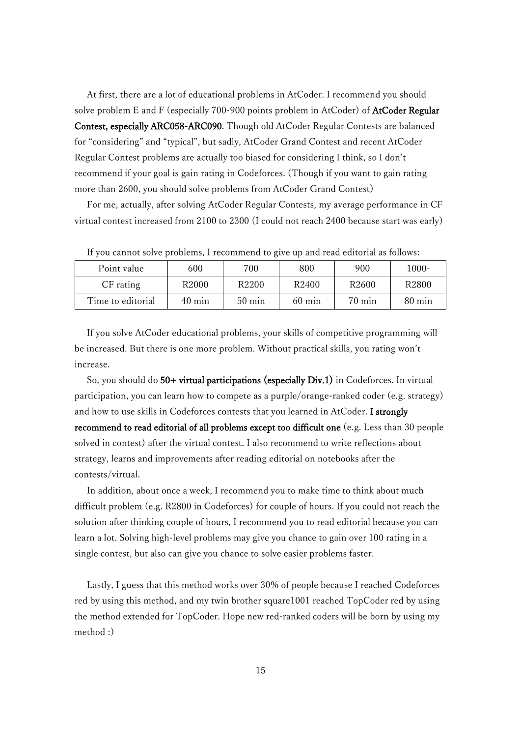At first, there are a lot of educational problems in AtCoder. I recommend you should solve problem E and F (especially 700-900 points problem in AtCoder) of **AtCoder Regular Contest, especially ARC058-ARC090**. Though old AtCoder Regular Contests are balanced for "considering" and "typical", but sadly, AtCoder Grand Contest and recent AtCoder Regular Contest problems are actually too biased for considering I think, so I don't recommend if your goal is gain rating in Codeforces. (Though if you want to gain rating more than 2600, you should solve problems from AtCoder Grand Contest)

For me, actually, after solving AtCoder Regular Contests, my average performance in CF virtual contest increased from 2100 to 2300 (I could not reach 2400 because start was early)

If you cannot solve problems, I recommend to give up and read editorial as follows:

| Point value | 600 | 700 | 800 | 900 | 1000- |
|---|---|---|---|---|---|
| CF rating | R2000 | R2200 | R2400 | R2600 | R2800 |
| Time to editorial | 40 min | 50 min | 60 min | 70 min | 80 min |

If you solve AtCoder educational problems, your skills of competitive programming will be increased. But there is one more problem. Without practical skills, you rating won't increase.

So, you should do **50+ virtual participations (especially Div.1)** in Codeforces. In virtual participation, you can learn how to compete as a purple/orange-ranked coder (e.g. strategy) and how to use skills in Codeforces contests that you learned in AtCoder. **I strongly recommend to read editorial of all problems except too difficult one** (e.g. Less than 30 people solved in contest) after the virtual contest. I also recommend to write reflections about strategy, learns and improvements after reading editorial on notebooks after the contests/virtual.

In addition, about once a week, I recommend you to make time to think about much difficult problem (e.g. R2800 in Codeforces) for couple of hours. If you could not reach the solution after thinking couple of hours, I recommend you to read editorial because you can learn a lot. Solving high-level problems may give you chance to gain over 100 rating in a single contest, but also can give you chance to solve easier problems faster.

Lastly, I guess that this method works over 30% of people because I reached Codeforces red by using this method, and my twin brother square1001 reached TopCoder red by using the method extended for TopCoder. Hope new red-ranked coders will be born by using my method :)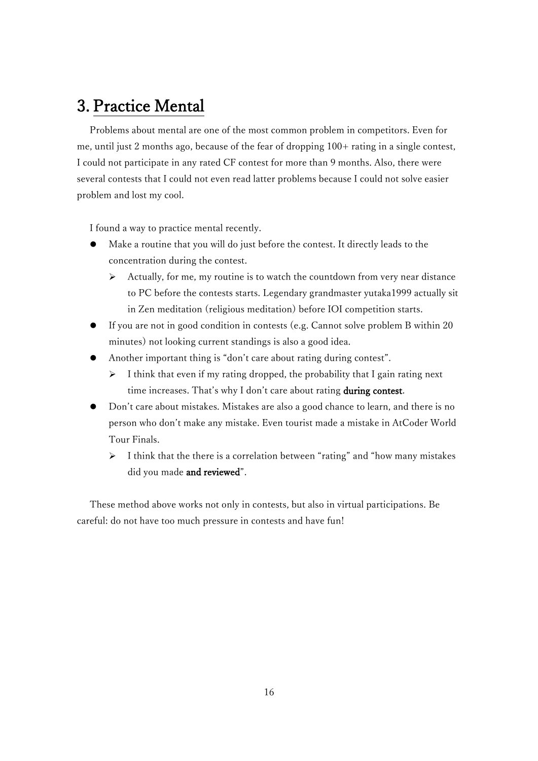## 3. Practice Mental

Problems about mental are one of the most common problem in competitors. Even for me, until just 2 months ago, because of the fear of dropping 100+ rating in a single contest, I could not participate in any rated CF contest for more than 9 months. Also, there were several contests that I could not even read latter problems because I could not solve easier problem and lost my cool.

I found a way to practice mental recently.

- Make a routine that you will do just before the contest. It directly leads to the concentration during the contest.
  - Actually, for me, my routine is to watch the countdown from very near distance to PC before the contests starts. Legendary grandmaster yutaka1999 actually sit in Zen meditation (religious meditation) before IOI competition starts.
- If you are not in good condition in contests (e.g. Cannot solve problem B within 20 minutes) not looking current standings is also a good idea.
- Another important thing is "don't care about rating during contest".
  - I think that even if my rating dropped, the probability that I gain rating next time increases. That's why I don't care about rating **during contest**.
- Don't care about mistakes. Mistakes are also a good chance to learn, and there is no person who don't make any mistake. Even tourist made a mistake in AtCoder World Tour Finals.
  - I think that the there is a correlation between "rating" and "how many mistakes did you made **and reviewed**".

These method above works not only in contests, but also in virtual participations. Be careful: do not have too much pressure in contests and have fun!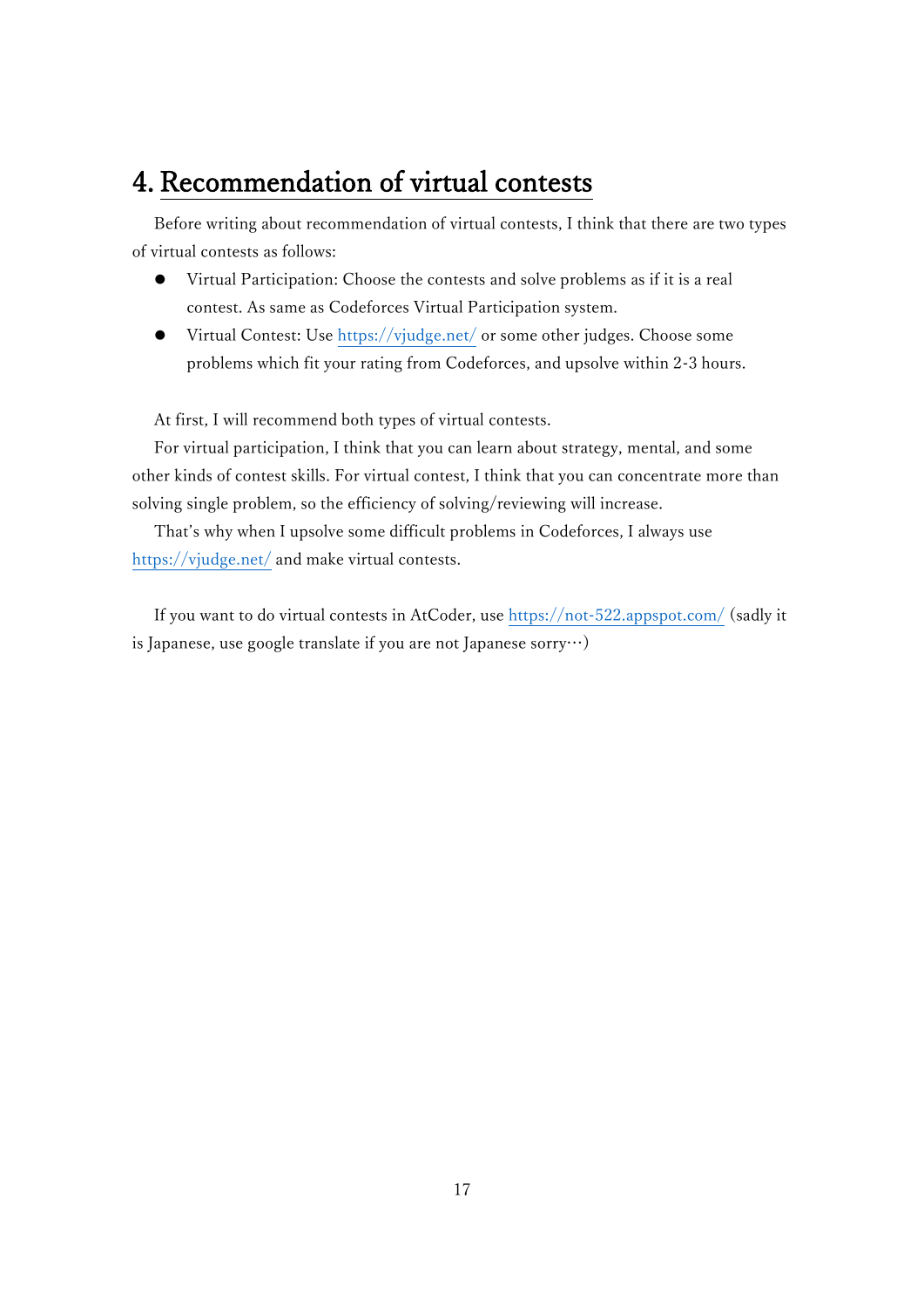## 4. Recommendation of virtual contests

Before writing about recommendation of virtual contests, I think that there are two types of virtual contests as follows:

- Virtual Participation: Choose the contests and solve problems as if it is a real contest. As same as Codeforces Virtual Participation system.
- Virtual Contest: Use https://vjudge.net/ or some other judges. Choose some problems which fit your rating from Codeforces, and upsolve within 2-3 hours.

At first, I will recommend both types of virtual contests.

For virtual participation, I think that you can learn about strategy, mental, and some other kinds of contest skills. For virtual contest, I think that you can concentrate more than solving single problem, so the efficiency of solving/reviewing will increase.

That's why when I upsolve some difficult problems in Codeforces, I always use https://vjudge.net/ and make virtual contests.

If you want to do virtual contests in AtCoder, use https://not-522.appspot.com/ (sadly it is Japanese, use google translate if you are not Japanese sorry…)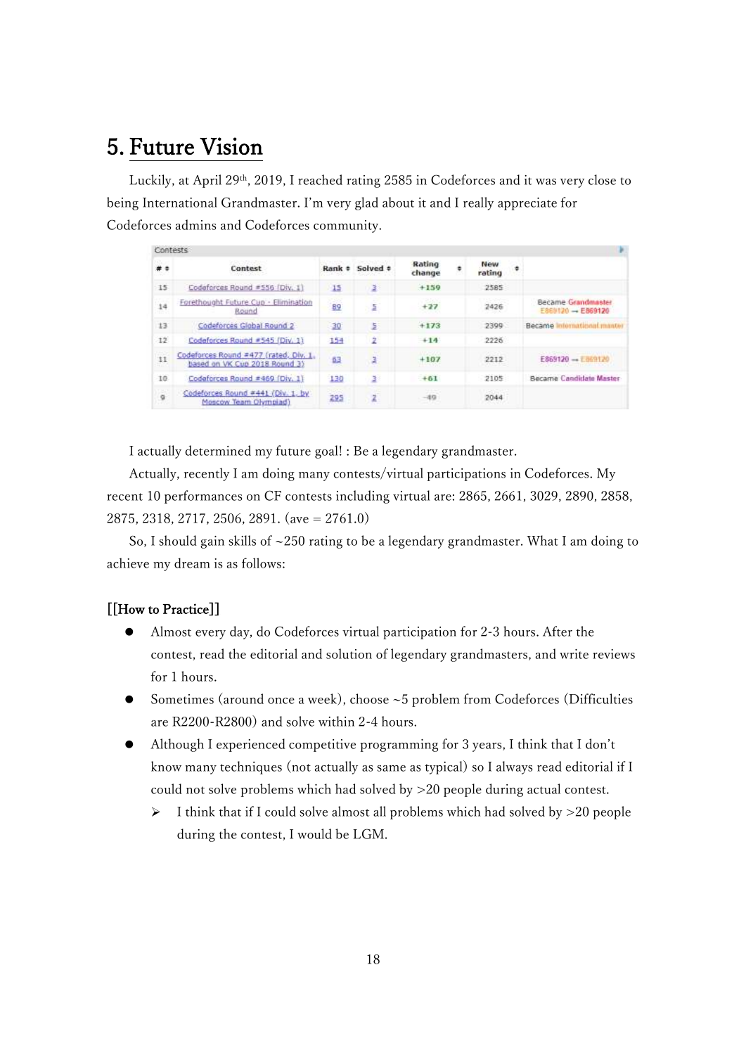# 5. Future Vision

Luckily, at April 29th, 2019, I reached rating 2585 in Codeforces and it was very close to being International Grandmaster. I'm very glad about it and I really appreciate for Codeforces admins and Codeforces community.

Contests

| # | Contest | Rank | Solved | Rating change | New rating | |
|---|---|---|---|---|---|---|
| 15 | Codeforces Round #556 (Div. 1) | 15 | 3 | +159 | 2585 | |
| 14 | Forethought Future Cup - Elimination Round | 89 | 5 | +27 | 2426 | Became Grandmaster E869120 → E869120 |
| 13 | Codeforces Global Round 2 | 30 | 5 | +173 | 2399 | Became International master |
| 12 | Codeforces Round #545 (Div. 1) | 154 | 2 | +14 | 2226 | |
| 11 | Codeforces Round #477 (rated, Div. 1, based on VK Cup 2018 Round 3) | 63 | 3 | +107 | 2212 | E869120 → E869120 |
| 10 | Codeforces Round #469 (Div. 1) | 130 | 3 | +61 | 2105 | Became Candidate Master |
| 9 | Codeforces Round #441 (Div. 1, by Moscow Team Olympiad) | 295 | 2 | -49 | 2044 | |

I actually determined my future goal! : Be a legendary grandmaster.

Actually, recently I am doing many contests/virtual participations in Codeforces. My recent 10 performances on CF contests including virtual are: 2865, 2661, 3029, 2890, 2858, 2875, 2318, 2717, 2506, 2891. (ave = 2761.0)

So, I should gain skills of ~250 rating to be a legendary grandmaster. What I am doing to achieve my dream is as follows:

**[[How to Practice]]**

- Almost every day, do Codeforces virtual participation for 2-3 hours. After the contest, read the editorial and solution of legendary grandmasters, and write reviews for 1 hours.
- Sometimes (around once a week), choose ~5 problem from Codeforces (Difficulties are R2200-R2800) and solve within 2-4 hours.
- Although I experienced competitive programming for 3 years, I think that I don't know many techniques (not actually as same as typical) so I always read editorial if I could not solve problems which had solved by >20 people during actual contest.
  - I think that if I could solve almost all problems which had solved by >20 people during the contest, I would be LGM.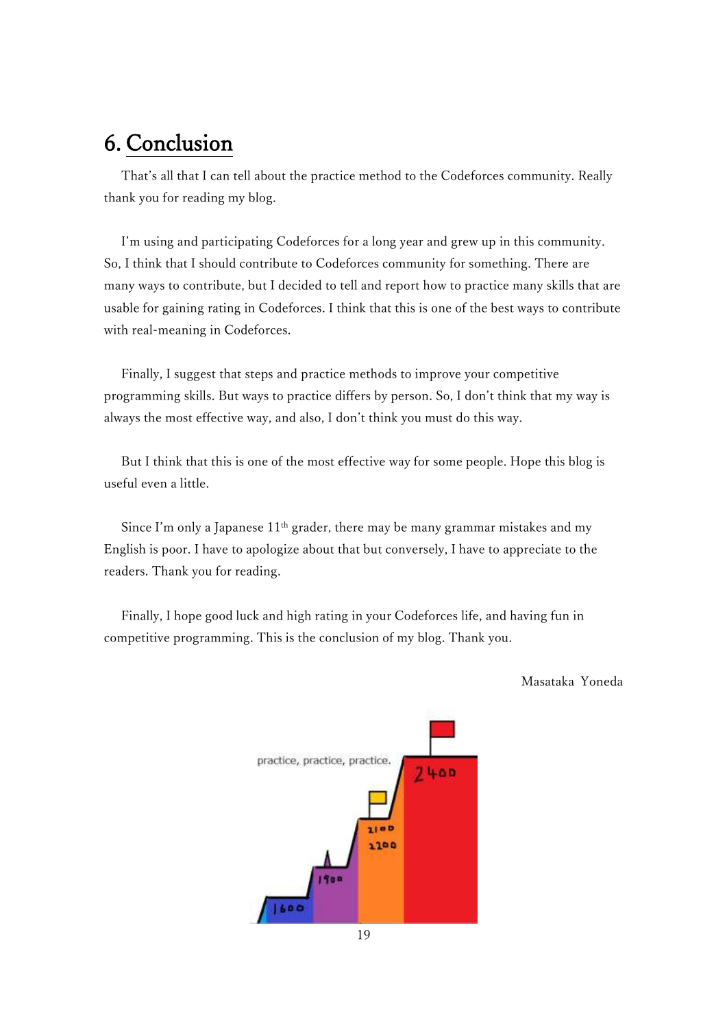## 6. Conclusion

That's all that I can tell about the practice method to the Codeforces community. Really thank you for reading my blog.

I'm using and participating Codeforces for a long year and grew up in this community. So, I think that I should contribute to Codeforces community for something. There are many ways to contribute, but I decided to tell and report how to practice many skills that are usable for gaining rating in Codeforces. I think that this is one of the best ways to contribute with real-meaning in Codeforces.

Finally, I suggest that steps and practice methods to improve your competitive programming skills. But ways to practice differs by person. So, I don't think that my way is always the most effective way, and also, I don't think you must do this way.

But I think that this is one of the most effective way for some people. Hope this blog is useful even a little.

Since I'm only a Japanese 11th grader, there may be many grammar mistakes and my English is poor. I have to apologize about that but conversely, I have to appreciate to the readers. Thank you for reading.

Finally, I hope good luck and high rating in your Codeforces life, and having fun in competitive programming. This is the conclusion of my blog. Thank you.

Masataka Yoneda

practice, practice, practice.

2400

2100

2200

1900

1600